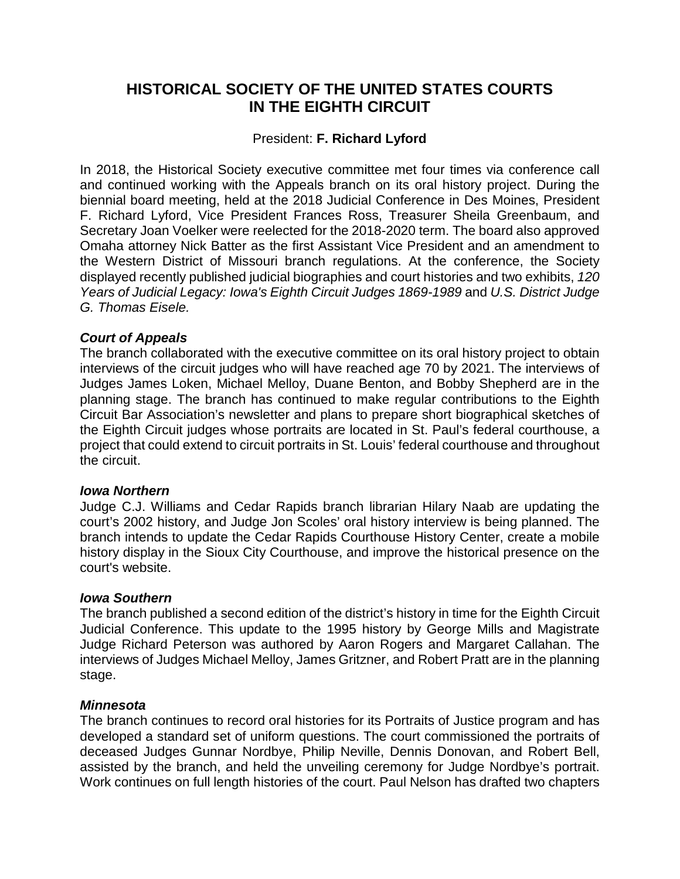# HISTORICAL SOCIETY OF THE UNITED STATES COURTS IN THE EIGHTH CIRCUIT

President: **F. Richard Lyford**

In 2018, the Historical Society executive committee met four times via conference call and continued working with the Appeals branch on its oral history project. During the biennial board meeting, held at the 2018 Judicial Conference in Des Moines, President F. Richard Lyford, Vice President Frances Ross, Treasurer Sheila Greenbaum, and Secretary Joan Voelker were reelected for the 2018-2020 term. The board also approved Omaha attorney Nick Batter as the first Assistant Vice President and an amendment to the Western District of Missouri branch regulations. At the conference, the Society displayed recently published judicial biographies and court histories and two exhibits, *120 Years of Judicial Legacy: Iowa's Eighth Circuit Judges 1869-1989* and *U.S. District Judge G. Thomas Eisele.*

### *Court of Appeals*

The branch collaborated with the executive committee on its oral history project to obtain interviews of the circuit judges who will have reached age 70 by 2021. The interviews of Judges James Loken, Michael Melloy, Duane Benton, and Bobby Shepherd are in the planning stage. The branch has continued to make regular contributions to the Eighth Circuit Bar Association's newsletter and plans to prepare short biographical sketches of the Eighth Circuit judges whose portraits are located in St. Paul's federal courthouse, a project that could extend to circuit portraits in St. Louis' federal courthouse and throughout the circuit.

### *Iowa Northern*

Judge C.J. Williams and Cedar Rapids branch librarian Hilary Naab are updating the court's 2002 history, and Judge Jon Scoles' oral history interview is being planned. The branch intends to update the Cedar Rapids Courthouse History Center, create a mobile history display in the Sioux City Courthouse, and improve the historical presence on the court's website.

### *Iowa Southern*

The branch published a second edition of the district's history in time for the Eighth Circuit Judicial Conference. This update to the 1995 history by George Mills and Magistrate Judge Richard Peterson was authored by Aaron Rogers and Margaret Callahan. The interviews of Judges Michael Melloy, James Gritzner, and Robert Pratt are in the planning stage.

### *Minnesota*

The branch continues to record oral histories for its Portraits of Justice program and has developed a standard set of uniform questions. The court commissioned the portraits of deceased Judges Gunnar Nordbye, Philip Neville, Dennis Donovan, and Robert Bell, assisted by the branch, and held the unveiling ceremony for Judge Nordbye's portrait. Work continues on full length histories of the court. Paul Nelson has drafted two chapters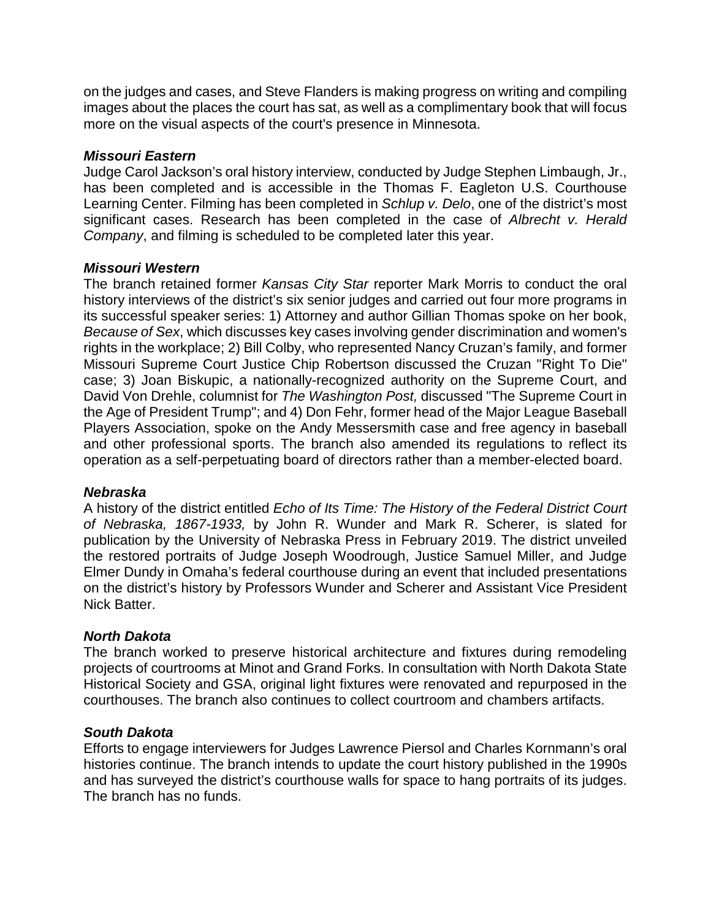on the judges and cases, and Steve Flanders is making progress on writing and compiling images about the places the court has sat, as well as a complimentary book that will focus more on the visual aspects of the court's presence in Minnesota.

### *Missouri Eastern*

Judge Carol Jackson's oral history interview, conducted by Judge Stephen Limbaugh, Jr., has been completed and is accessible in the Thomas F. Eagleton U.S. Courthouse Learning Center. Filming has been completed in *Schlup v. Delo*, one of the district's most significant cases. Research has been completed in the case of *Albrecht v. Herald Company*, and filming is scheduled to be completed later this year.

### *Missouri Western*

The branch retained former *Kansas City Star* reporter Mark Morris to conduct the oral history interviews of the district's six senior judges and carried out four more programs in its successful speaker series: 1) Attorney and author Gillian Thomas spoke on her book, *Because of Sex*, which discusses key cases involving gender discrimination and women's rights in the workplace; 2) Bill Colby, who represented Nancy Cruzan's family, and former Missouri Supreme Court Justice Chip Robertson discussed the Cruzan "Right To Die" case; 3) Joan Biskupic, a nationally-recognized authority on the Supreme Court, and David Von Drehle, columnist for *The Washington Post,* discussed "The Supreme Court in the Age of President Trump"; and 4) Don Fehr, former head of the Major League Baseball Players Association, spoke on the Andy Messersmith case and free agency in baseball and other professional sports. The branch also amended its regulations to reflect its operation as a self-perpetuating board of directors rather than a member-elected board.

### *Nebraska*

A history of the district entitled *Echo of Its Time: The History of the Federal District Court of Nebraska, 1867-1933,* by John R. Wunder and Mark R. Scherer, is slated for publication by the University of Nebraska Press in February 2019. The district unveiled the restored portraits of Judge Joseph Woodrough, Justice Samuel Miller, and Judge Elmer Dundy in Omaha's federal courthouse during an event that included presentations on the district's history by Professors Wunder and Scherer and Assistant Vice President Nick Batter.

### *North Dakota*

The branch worked to preserve historical architecture and fixtures during remodeling projects of courtrooms at Minot and Grand Forks. In consultation with North Dakota State Historical Society and GSA, original light fixtures were renovated and repurposed in the courthouses. The branch also continues to collect courtroom and chambers artifacts.

### *South Dakota*

Efforts to engage interviewers for Judges Lawrence Piersol and Charles Kornmann's oral histories continue. The branch intends to update the court history published in the 1990s and has surveyed the district's courthouse walls for space to hang portraits of its judges. The branch has no funds.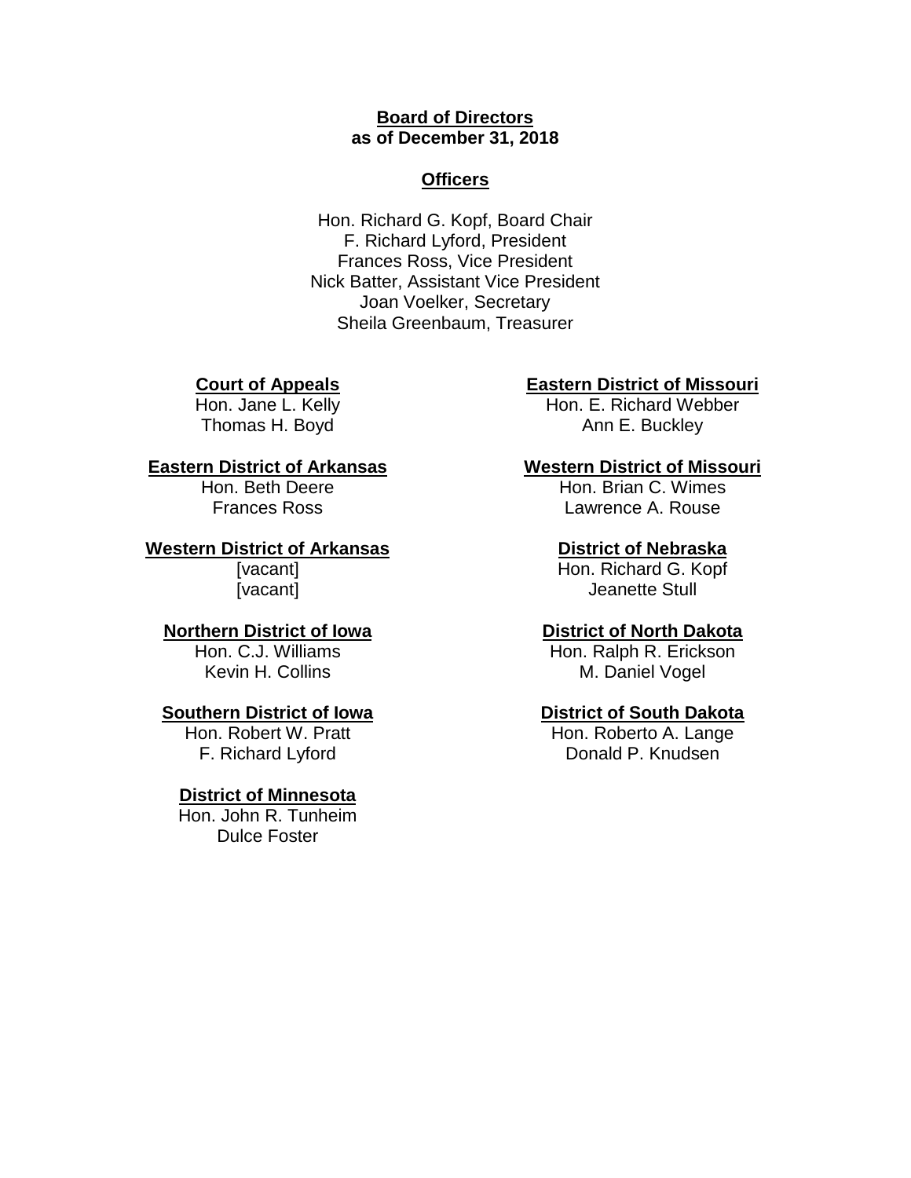## Board of Directors
## as of December 31, 2018

### Officers

Hon. Richard G. Kopf, Board Chair
F. Richard Lyford, President
Frances Ross, Vice President
Nick Batter, Assistant Vice President
Joan Voelker, Secretary
Sheila Greenbaum, Treasurer

**Court of Appeals**
Hon. Jane L. Kelly
Thomas H. Boyd

**Eastern District of Arkansas**
Hon. Beth Deere
Frances Ross

**Western District of Arkansas**
[vacant]
[vacant]

**Northern District of Iowa**
Hon. C.J. Williams
Kevin H. Collins

**Southern District of Iowa**
Hon. Robert W. Pratt
F. Richard Lyford

**District of Minnesota**
Hon. John R. Tunheim
Dulce Foster

**Eastern District of Missouri**
Hon. E. Richard Webber
Ann E. Buckley

**Western District of Missouri**
Hon. Brian C. Wimes
Lawrence A. Rouse

**District of Nebraska**
Hon. Richard G. Kopf
Jeanette Stull

**District of North Dakota**
Hon. Ralph R. Erickson
M. Daniel Vogel

**District of South Dakota**
Hon. Roberto A. Lange
Donald P. Knudsen